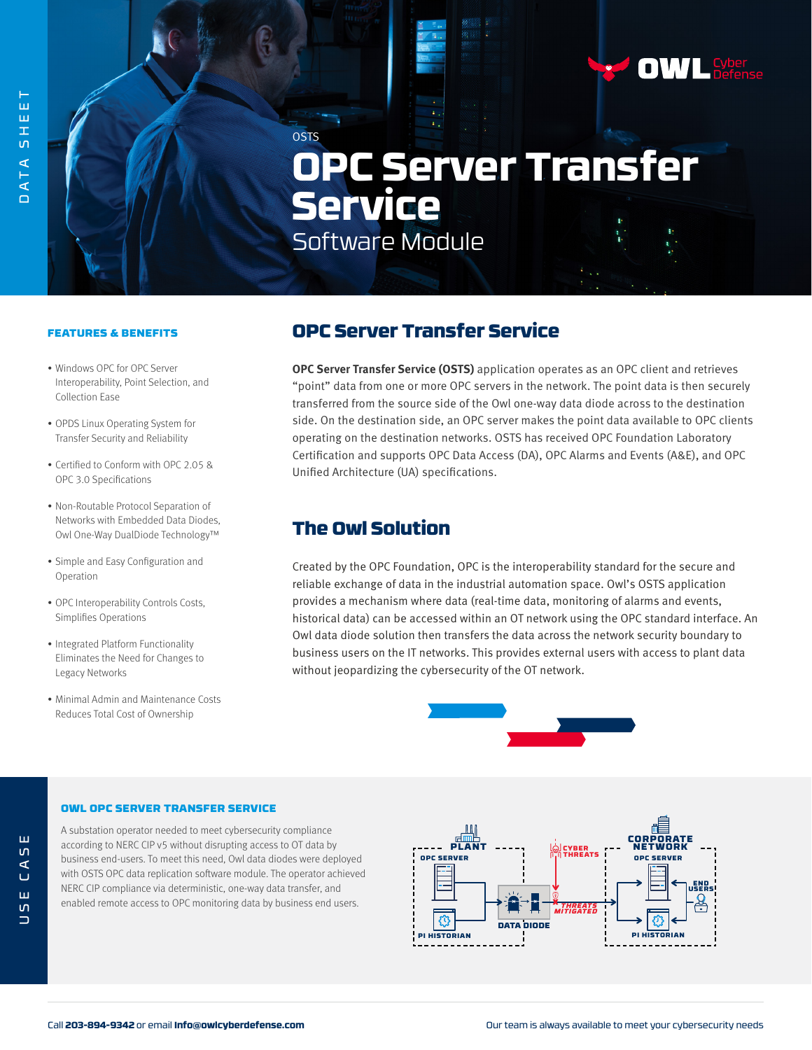DATA SHEET

OSTS

# OPC Server Transfer Service

Software Module

### FEATURES & BENEFITS

- Windows OPC for OPC Server Interoperability, Point Selection, and Collection Ease
- OPDS Linux Operating System for Transfer Security and Reliability
- Certified to Conform with OPC 2.05 & OPC 3.0 Specifications
- Non-Routable Protocol Separation of Networks with Embedded Data Diodes, Owl One-Way DualDiode Technology™
- Simple and Easy Configuration and Operation
- OPC Interoperability Controls Costs, Simplifies Operations
- Integrated Platform Functionality Eliminates the Need for Changes to Legacy Networks
- Minimal Admin and Maintenance Costs Reduces Total Cost of Ownership

## OPC Server Transfer Service

**OPC Server Transfer Service (OSTS)** application operates as an OPC client and retrieves "point" data from one or more OPC servers in the network. The point data is then securely transferred from the source side of the Owl one-way data diode across to the destination side. On the destination side, an OPC server makes the point data available to OPC clients operating on the destination networks. OSTS has received OPC Foundation Laboratory Certification and supports OPC Data Access (DA), OPC Alarms and Events (A&E), and OPC Unified Architecture (UA) specifications.

## The Owl Solution

Created by the OPC Foundation, OPC is the interoperability standard for the secure and reliable exchange of data in the industrial automation space. Owl's OSTS application provides a mechanism where data (real-time data, monitoring of alarms and events, historical data) can be accessed within an OT network using the OPC standard interface. An Owl data diode solution then transfers the data across the network security boundary to business users on the IT networks. This provides external users with access to plant data without jeopardizing the cybersecurity of the OT network.

USE CASE

### OWL OPC SERVER TRANSFER SERVICE

A substation operator needed to meet cybersecurity compliance according to NERC CIP v5 without disrupting access to OT data by business end-users. To meet this need, Owl data diodes were deployed with OSTS OPC data replication software module. The operator achieved NERC CIP compliance via deterministic, one-way data transfer, and enabled remote access to OPC monitoring data by business end users.

PLANT: OPC SERVER, PI HISTORIAN — DATA DIODE — CYBER THREATS / THREATS MITIGATED — CORPORATE NETWORK: OPC SERVER, PI HISTORIAN, END USERS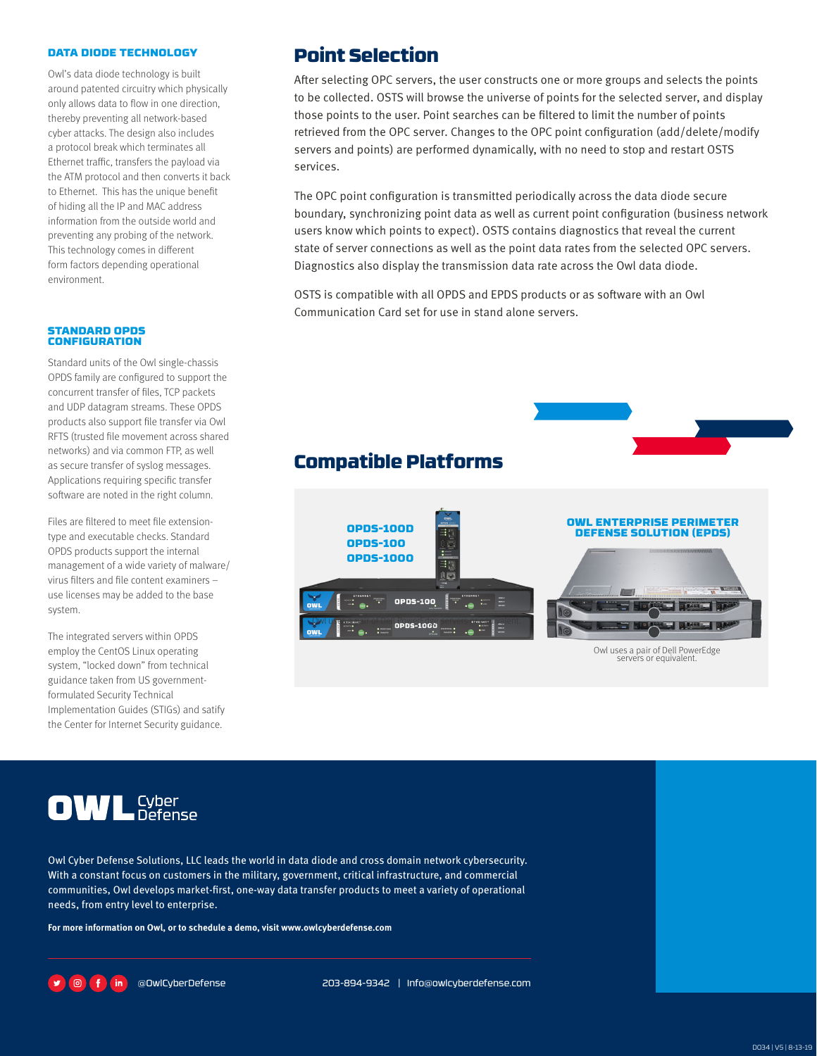### DATA DIODE TECHNOLOGY

Owl's data diode technology is built around patented circuitry which physically only allows data to flow in one direction, thereby preventing all network-based cyber attacks. The design also includes a protocol break which terminates all Ethernet traffic, transfers the payload via the ATM protocol and then converts it back to Ethernet. This has the unique benefit of hiding all the IP and MAC address information from the outside world and preventing any probing of the network. This technology comes in different form factors depending operational environment.

### STANDARD OPDS CONFIGURATION

Standard units of the Owl single-chassis OPDS family are configured to support the concurrent transfer of files, TCP packets and UDP datagram streams. These OPDS products also support file transfer via Owl RFTS (trusted file movement across shared networks) and via common FTP, as well as secure transfer of syslog messages. Applications requiring specific transfer software are noted in the right column.

Files are filtered to meet file extension-type and executable checks. Standard OPDS products support the internal management of a wide variety of malware/virus filters and file content examiners – use licenses may be added to the base system.

The integrated servers within OPDS employ the CentOS Linux operating system, "locked down" from technical guidance taken from US government-formulated Security Technical Implementation Guides (STIGs) and satisfy the Center for Internet Security guidance.

## Point Selection

After selecting OPC servers, the user constructs one or more groups and selects the points to be collected. OSTS will browse the universe of points for the selected server, and display those points to the user. Point searches can be filtered to limit the number of points retrieved from the OPC server. Changes to the OPC point configuration (add/delete/modify servers and points) are performed dynamically, with no need to stop and restart OSTS services.

The OPC point configuration is transmitted periodically across the data diode secure boundary, synchronizing point data as well as current point configuration (business network users know which points to expect). OSTS contains diagnostics that reveal the current state of server connections as well as the point data rates from the selected OPC servers. Diagnostics also display the transmission data rate across the Owl data diode.

OSTS is compatible with all OPDS and EPDS products or as software with an Owl Communication Card set for use in stand alone servers.

## Compatible Platforms

**OPDS-100D**
**OPDS-100**
**OPDS-1000**

**OWL ENTERPRISE PERIMETER DEFENSE SOLUTION (EPDS)**

Owl uses a pair of Dell PowerEdge servers or equivalent.

**OWL Cyber Defense**

Owl Cyber Defense Solutions, LLC leads the world in data diode and cross domain network cybersecurity. With a constant focus on customers in the military, government, critical infrastructure, and commercial communities, Owl develops market-first, one-way data transfer products to meet a variety of operational needs, from entry level to enterprise.

**For more information on Owl, or to schedule a demo, visit www.owlcyberdefense.com**

@OwlCyberDefense

203-894-9342 | info@owlcyberdefense.com

D034 | V5 | 8-13-19